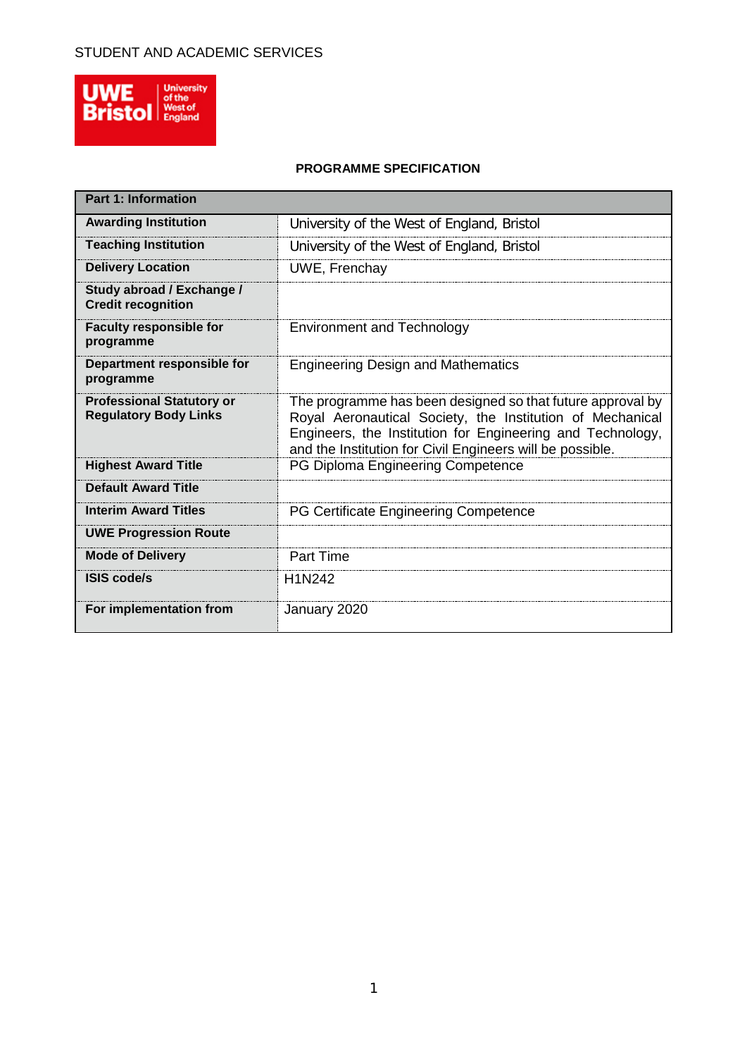STUDENT AND ACADEMIC SERVICES

**PROGRAMME SPECIFICATION**

| Part 1: Information | |
|---|---|
| **Awarding Institution** | University of the West of England, Bristol |
| **Teaching Institution** | University of the West of England, Bristol |
| **Delivery Location** | UWE, Frenchay |
| **Study abroad / Exchange / Credit recognition** | |
| **Faculty responsible for programme** | Environment and Technology |
| **Department responsible for programme** | Engineering Design and Mathematics |
| **Professional Statutory or Regulatory Body Links** | The programme has been designed so that future approval by Royal Aeronautical Society, the Institution of Mechanical Engineers, the Institution for Engineering and Technology, and the Institution for Civil Engineers will be possible. |
| **Highest Award Title** | PG Diploma Engineering Competence |
| **Default Award Title** | |
| **Interim Award Titles** | PG Certificate Engineering Competence |
| **UWE Progression Route** | |
| **Mode of Delivery** | Part Time |
| **ISIS code/s** | H1N242 |
| **For implementation from** | January 2020 |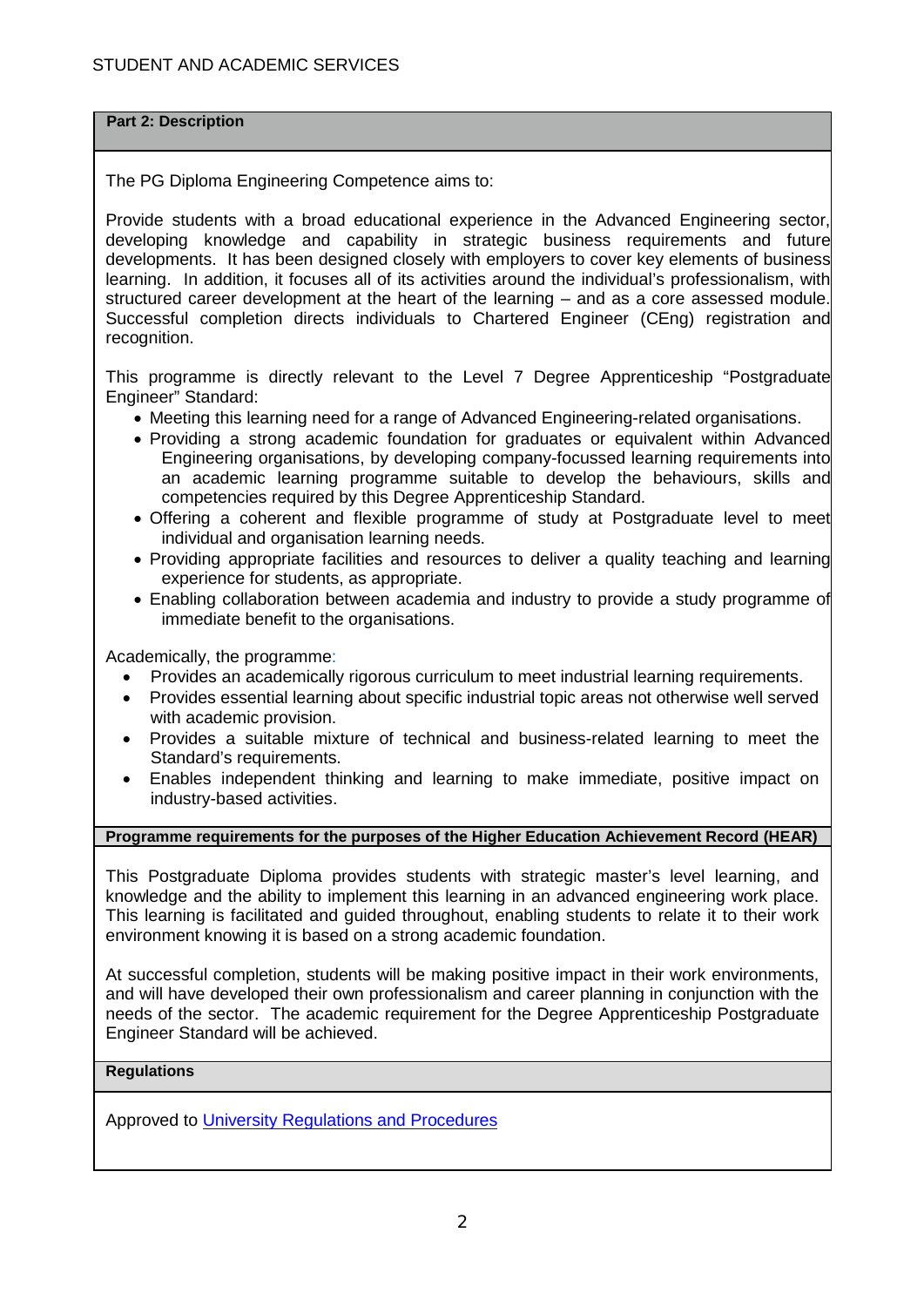## Part 2: Description

The PG Diploma Engineering Competence aims to:

Provide students with a broad educational experience in the Advanced Engineering sector, developing knowledge and capability in strategic business requirements and future developments. It has been designed closely with employers to cover key elements of business learning. In addition, it focuses all of its activities around the individual's professionalism, with structured career development at the heart of the learning – and as a core assessed module. Successful completion directs individuals to Chartered Engineer (CEng) registration and recognition.

This programme is directly relevant to the Level 7 Degree Apprenticeship "Postgraduate Engineer" Standard:

- Meeting this learning need for a range of Advanced Engineering-related organisations.
- Providing a strong academic foundation for graduates or equivalent within Advanced Engineering organisations, by developing company-focussed learning requirements into an academic learning programme suitable to develop the behaviours, skills and competencies required by this Degree Apprenticeship Standard.
- Offering a coherent and flexible programme of study at Postgraduate level to meet individual and organisation learning needs.
- Providing appropriate facilities and resources to deliver a quality teaching and learning experience for students, as appropriate.
- Enabling collaboration between academia and industry to provide a study programme of immediate benefit to the organisations.

Academically, the programme:

- Provides an academically rigorous curriculum to meet industrial learning requirements.
- Provides essential learning about specific industrial topic areas not otherwise well served with academic provision.
- Provides a suitable mixture of technical and business-related learning to meet the Standard's requirements.
- Enables independent thinking and learning to make immediate, positive impact on industry-based activities.

### Programme requirements for the purposes of the Higher Education Achievement Record (HEAR)

This Postgraduate Diploma provides students with strategic master's level learning, and knowledge and the ability to implement this learning in an advanced engineering work place. This learning is facilitated and guided throughout, enabling students to relate it to their work environment knowing it is based on a strong academic foundation.

At successful completion, students will be making positive impact in their work environments, and will have developed their own professionalism and career planning in conjunction with the needs of the sector. The academic requirement for the Degree Apprenticeship Postgraduate Engineer Standard will be achieved.

### Regulations

Approved to University Regulations and Procedures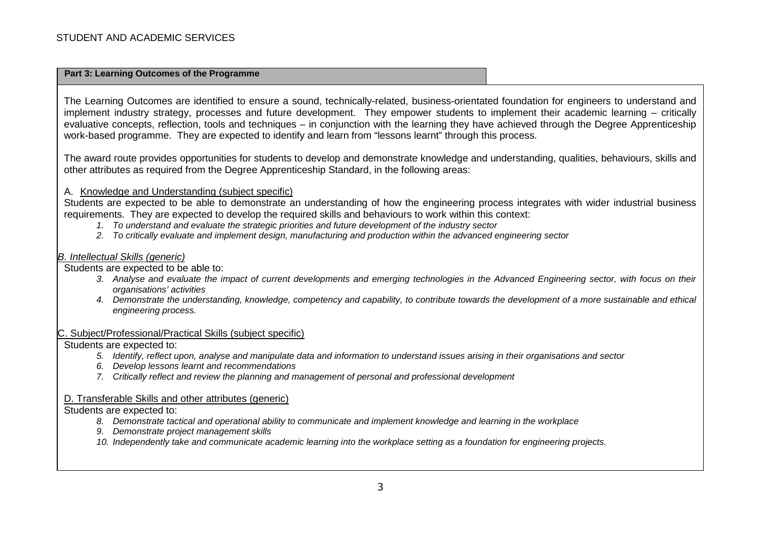## Part 3: Learning Outcomes of the Programme

The Learning Outcomes are identified to ensure a sound, technically-related, business-orientated foundation for engineers to understand and implement industry strategy, processes and future development. They empower students to implement their academic learning – critically evaluative concepts, reflection, tools and techniques – in conjunction with the learning they have achieved through the Degree Apprenticeship work-based programme. They are expected to identify and learn from "lessons learnt" through this process.

The award route provides opportunities for students to develop and demonstrate knowledge and understanding, qualities, behaviours, skills and other attributes as required from the Degree Apprenticeship Standard, in the following areas:

### A. Knowledge and Understanding (subject specific)

Students are expected to be able to demonstrate an understanding of how the engineering process integrates with wider industrial business requirements. They are expected to develop the required skills and behaviours to work within this context:

1. *To understand and evaluate the strategic priorities and future development of the industry sector*
2. *To critically evaluate and implement design, manufacturing and production within the advanced engineering sector*

### *B. Intellectual Skills (generic)*

Students are expected to be able to:

3. *Analyse and evaluate the impact of current developments and emerging technologies in the Advanced Engineering sector, with focus on their organisations' activities*
4. *Demonstrate the understanding, knowledge, competency and capability, to contribute towards the development of a more sustainable and ethical engineering process.*

### C. Subject/Professional/Practical Skills (subject specific)

Students are expected to:

5. *Identify, reflect upon, analyse and manipulate data and information to understand issues arising in their organisations and sector*
6. *Develop lessons learnt and recommendations*
7. *Critically reflect and review the planning and management of personal and professional development*

### D. Transferable Skills and other attributes (generic)

Students are expected to:

8. *Demonstrate tactical and operational ability to communicate and implement knowledge and learning in the workplace*
9. *Demonstrate project management skills*
10. *Independently take and communicate academic learning into the workplace setting as a foundation for engineering projects.*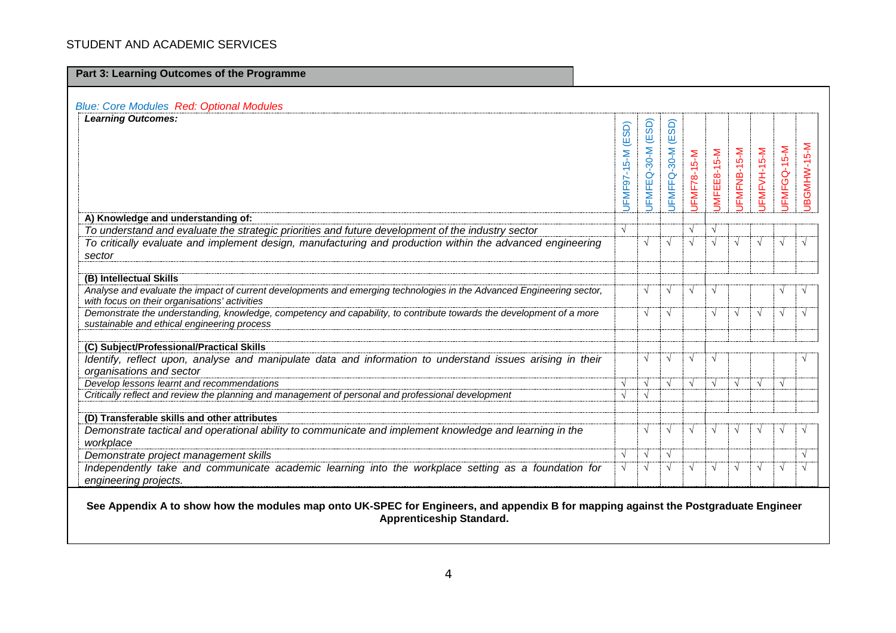## Part 3: Learning Outcomes of the Programme

*Blue: Core Modules Red: Optional Modules*

| ***Learning Outcomes:*** | UFMF97-15-M (ESD) | UFMFEQ-30-M (ESD) | UFMFFQ-30-M (ESD) | UFMF78-15-M | UMFEE8-15-M | UFMFNB-15-M | UFMFVH-15-M | UFMFGQ-15-M | UBGMHW-15-M |
|---|---|---|---|---|---|---|---|---|---|
| **A) Knowledge and understanding of:** | | | | | | | | | |
| *To understand and evaluate the strategic priorities and future development of the industry sector* | √ | | | √ | √ | | | | |
| *To critically evaluate and implement design, manufacturing and production within the advanced engineering sector* | | √ | √ | √ | √ | √ | √ | √ | √ |
| | | | | | | | | | |
| **(B) Intellectual Skills** | | | | | | | | | |
| *Analyse and evaluate the impact of current developments and emerging technologies in the Advanced Engineering sector, with focus on their organisations' activities* | | √ | √ | √ | √ | | | √ | √ |
| *Demonstrate the understanding, knowledge, competency and capability, to contribute towards the development of a more sustainable and ethical engineering process* | | √ | √ | | √ | √ | √ | √ | √ |
| | | | | | | | | | |
| **(C) Subject/Professional/Practical Skills** | | | | | | | | | |
| *Identify, reflect upon, analyse and manipulate data and information to understand issues arising in their organisations and sector* | | √ | √ | √ | √ | | | | √ |
| *Develop lessons learnt and recommendations* | √ | √ | √ | √ | √ | √ | √ | √ | |
| *Critically reflect and review the planning and management of personal and professional development* | √ | √ | | | | | | | |
| | | | | | | | | | |
| **(D) Transferable skills and other attributes** | | | | | | | | | |
| *Demonstrate tactical and operational ability to communicate and implement knowledge and learning in the workplace* | | √ | √ | √ | √ | √ | √ | √ | √ |
| *Demonstrate project management skills* | √ | √ | √ | | | | | | √ |
| *Independently take and communicate academic learning into the workplace setting as a foundation for engineering projects.* | √ | √ | √ | √ | √ | √ | √ | √ | √ |

**See Appendix A to show how the modules map onto UK-SPEC for Engineers, and appendix B for mapping against the Postgraduate Engineer Apprenticeship Standard.**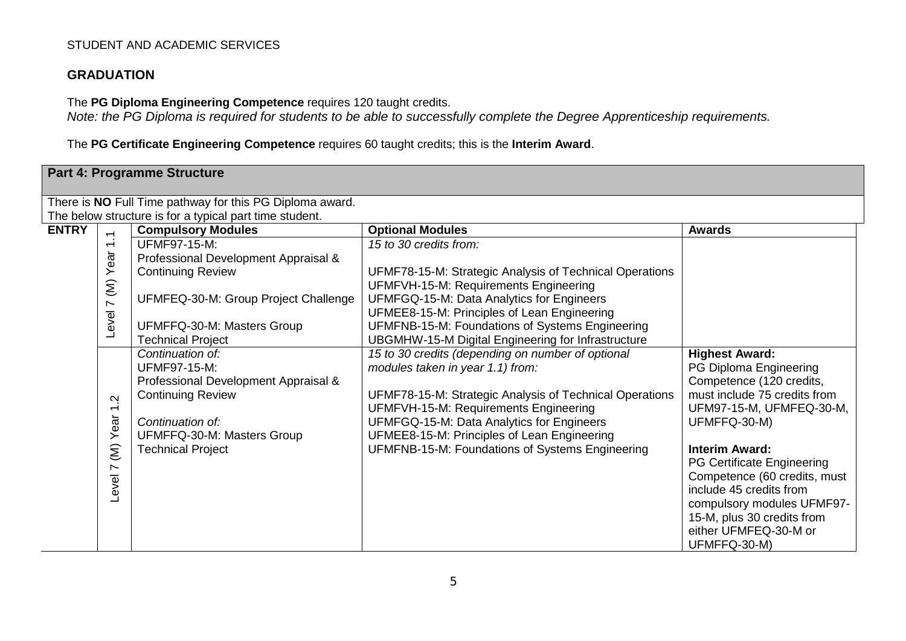STUDENT AND ACADEMIC SERVICES

## GRADUATION

The **PG Diploma Engineering Competence** requires 120 taught credits.
*Note: the PG Diploma is required for students to be able to successfully complete the Degree Apprenticeship requirements.*

The **PG Certificate Engineering Competence** requires 60 taught credits; this is the **Interim Award**.

## Part 4: Programme Structure

There is **NO** Full Time pathway for this PG Diploma award.
The below structure is for a typical part time student.

| **ENTRY** | | **Compulsory Modules** | **Optional Modules** | **Awards** |
|---|---|---|---|---|
| | Level 7 (M) Year 1.1 | UFMF97-15-M: Professional Development Appraisal & Continuing Review<br><br>UFMFEQ-30-M: Group Project Challenge<br><br>UFMFFQ-30-M: Masters Group Technical Project | *15 to 30 credits from:*<br><br>UFMF78-15-M: Strategic Analysis of Technical Operations<br>UFMFVH-15-M: Requirements Engineering<br>UFMFGQ-15-M: Data Analytics for Engineers<br>UFMEE8-15-M: Principles of Lean Engineering<br>UFMFNB-15-M: Foundations of Systems Engineering<br>UBGMHW-15-M Digital Engineering for Infrastructure | |
| | Level 7 (M) Year 1.2 | *Continuation of:*<br>UFMF97-15-M: Professional Development Appraisal & Continuing Review<br><br>*Continuation of:*<br>UFMFFQ-30-M: Masters Group Technical Project | *15 to 30 credits (depending on number of optional modules taken in year 1.1) from:*<br><br>UFMF78-15-M: Strategic Analysis of Technical Operations<br>UFMFVH-15-M: Requirements Engineering<br>UFMFGQ-15-M: Data Analytics for Engineers<br>UFMEE8-15-M: Principles of Lean Engineering<br>UFMFNB-15-M: Foundations of Systems Engineering | **Highest Award:**<br>PG Diploma Engineering Competence (120 credits, must include 75 credits from UFM97-15-M, UFMFEQ-30-M, UFMFFQ-30-M)<br><br>**Interim Award:**<br>PG Certificate Engineering Competence (60 credits, must include 45 credits from compulsory modules UFMF97-15-M, plus 30 credits from either UFMFEQ-30-M or UFMFFQ-30-M) |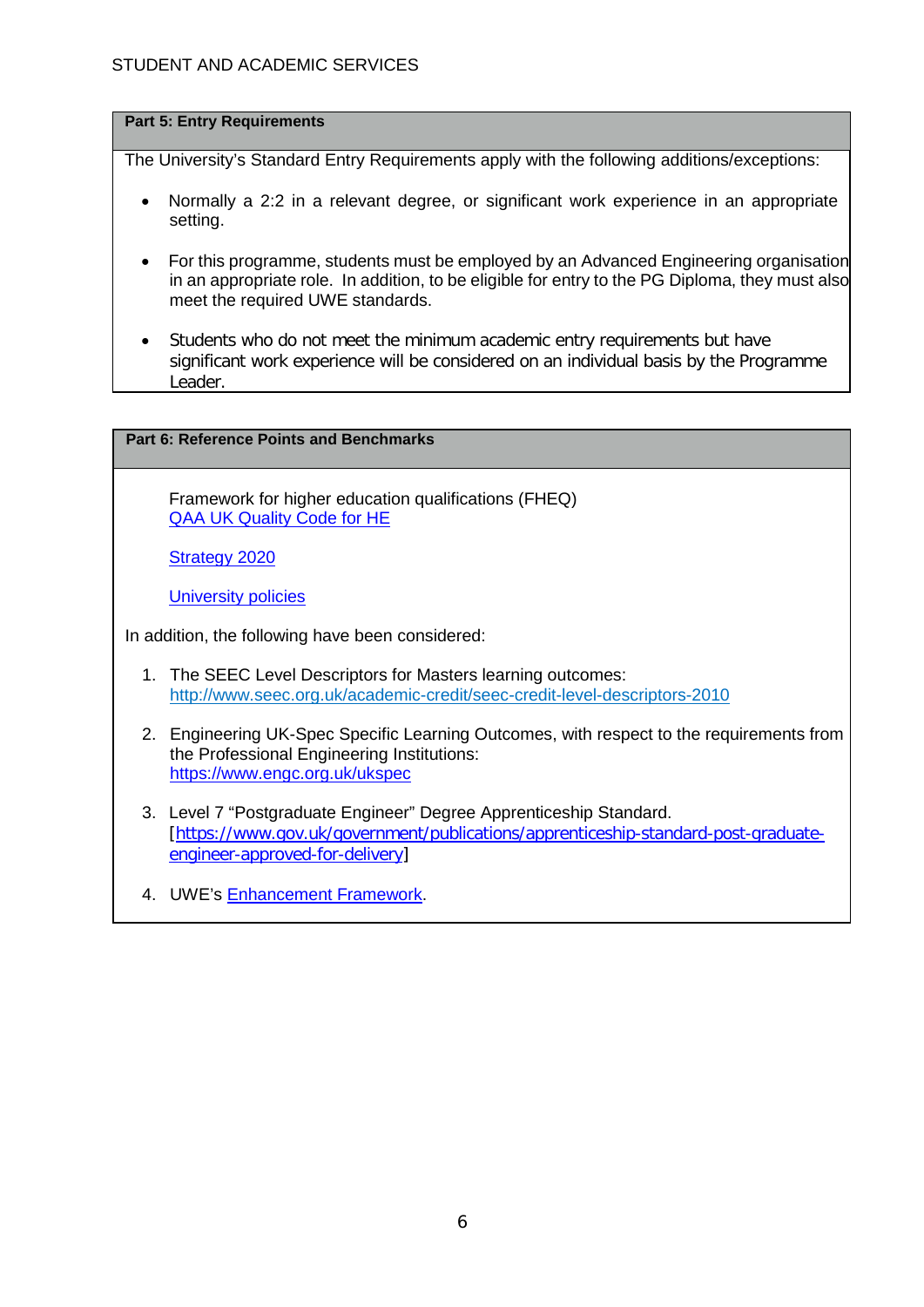## Part 5: Entry Requirements

The University's Standard Entry Requirements apply with the following additions/exceptions:

- Normally a 2:2 in a relevant degree, or significant work experience in an appropriate setting.
- For this programme, students must be employed by an Advanced Engineering organisation in an appropriate role. In addition, to be eligible for entry to the PG Diploma, they must also meet the required UWE standards.
- Students who do not meet the minimum academic entry requirements but have significant work experience will be considered on an individual basis by the Programme Leader.

## Part 6: Reference Points and Benchmarks

Framework for higher education qualifications (FHEQ)
[QAA UK Quality Code for HE]()

[Strategy 2020]()

[University policies]()

In addition, the following have been considered:

1. The SEEC Level Descriptors for Masters learning outcomes: http://www.seec.org.uk/academic-credit/seec-credit-level-descriptors-2010
2. Engineering UK-Spec Specific Learning Outcomes, with respect to the requirements from the Professional Engineering Institutions: https://www.engc.org.uk/ukspec
3. Level 7 "Postgraduate Engineer" Degree Apprenticeship Standard. [https://www.gov.uk/government/publications/apprenticeship-standard-post-graduate-engineer-approved-for-delivery]
4. UWE's [Enhancement Framework]().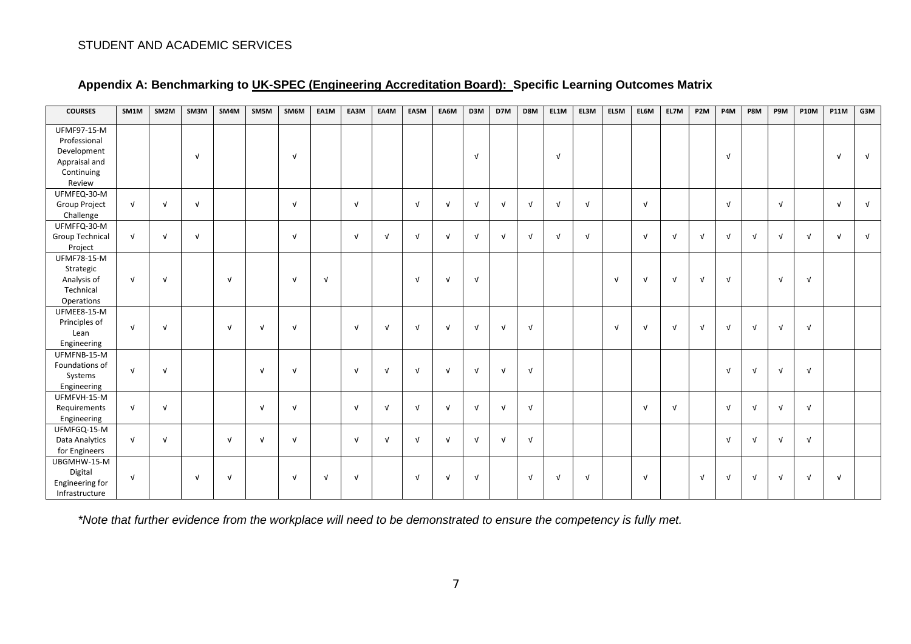## Appendix A: Benchmarking to UK-SPEC (Engineering Accreditation Board): Specific Learning Outcomes Matrix

| COURSES | SM1M | SM2M | SM3M | SM4M | SM5M | SM6M | EA1M | EA3M | EA4M | EA5M | EA6M | D3M | D7M | D8M | EL1M | EL3M | EL5M | EL6M | EL7M | P2M | P4M | P8M | P9M | P10M | P11M | G3M |
|---|---|---|---|---|---|---|---|---|---|---|---|---|---|---|---|---|---|---|---|---|---|---|---|---|---|---|
| UFMF97-15-M Professional Development Appraisal and Continuing Review | | | √ | | | √ | | | | | | √ | | | √ | | | | | | √ | | | | √ | √ |
| UFMFEQ-30-M Group Project Challenge | √ | √ | √ | | | √ | | √ | | √ | √ | √ | √ | √ | √ | √ | | √ | | | √ | | √ | | √ | √ |
| UFMFFQ-30-M Group Technical Project | √ | √ | √ | | | √ | | √ | √ | √ | √ | √ | √ | √ | √ | √ | | √ | √ | √ | √ | √ | √ | √ | √ | √ |
| UFMF78-15-M Strategic Analysis of Technical Operations | √ | √ | | √ | | √ | √ | | | √ | √ | √ | | | | | √ | √ | √ | √ | √ | | √ | √ | | |
| UFMEE8-15-M Principles of Lean Engineering | √ | √ | | √ | √ | √ | | √ | √ | √ | √ | √ | √ | √ | | | √ | √ | √ | √ | √ | √ | √ | √ | | |
| UFMFNB-15-M Foundations of Systems Engineering | √ | √ | | | √ | √ | | √ | √ | √ | √ | √ | √ | √ | | | | | | | √ | √ | √ | √ | | |
| UFMFVH-15-M Requirements Engineering | √ | √ | | | √ | √ | | √ | √ | √ | √ | √ | √ | √ | | | | √ | √ | | √ | √ | √ | √ | | |
| UFMFGQ-15-M Data Analytics for Engineers | √ | √ | | √ | √ | √ | | √ | √ | √ | √ | √ | √ | √ | | | | | | | √ | √ | √ | √ | | |
| UBGMHW-15-M Digital Engineering for Infrastructure | √ | | √ | √ | | √ | √ | √ | | √ | √ | √ | | √ | √ | √ | | √ | | √ | √ | √ | √ | √ | √ | |

*\*Note that further evidence from the workplace will need to be demonstrated to ensure the competency is fully met.*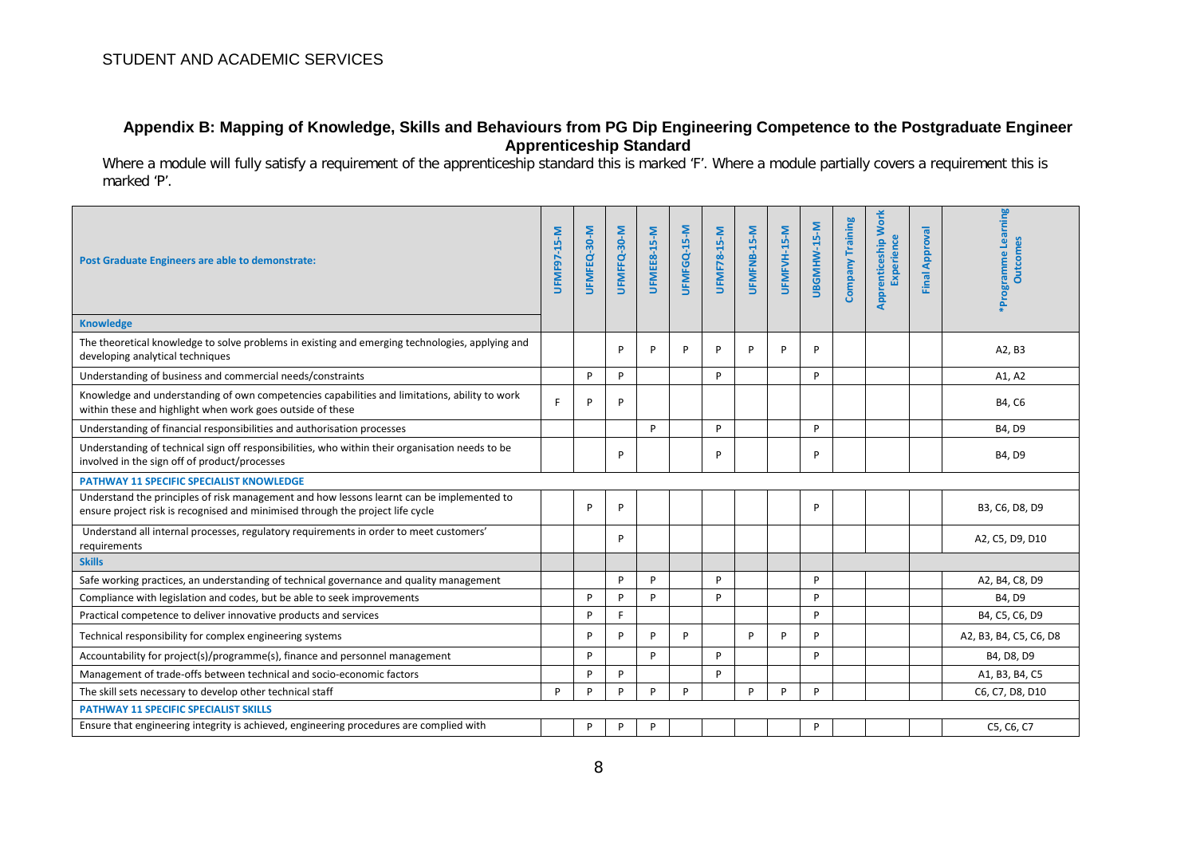## Appendix B: Mapping of Knowledge, Skills and Behaviours from PG Dip Engineering Competence to the Postgraduate Engineer Apprenticeship Standard

Where a module will fully satisfy a requirement of the apprenticeship standard this is marked 'F'. Where a module partially covers a requirement this is marked 'P'.

| Post Graduate Engineers are able to demonstrate: | UFMF97-15-M | UFMFEQ-30-M | UFMFFQ-30-M | UFMEE8-15-M | UFMFGQ-15-M | UFMF78-15-M | UFMFNB-15-M | UFMFVH-15-M | UBGMHW-15-M | Company Training | Apprenticeship Work Experience | Final Approval | *Programme Learning Outcomes |
|---|---|---|---|---|---|---|---|---|---|---|---|---|---|
| **Knowledge** | | | | | | | | | | | | | |
| The theoretical knowledge to solve problems in existing and emerging technologies, applying and developing analytical techniques | | | P | P | P | P | P | P | P | | | | A2, B3 |
| Understanding of business and commercial needs/constraints | | P | P | | | P | | | P | | | | A1, A2 |
| Knowledge and understanding of own competencies capabilities and limitations, ability to work within these and highlight when work goes outside of these | F | P | P | | | | | | | | | | B4, C6 |
| Understanding of financial responsibilities and authorisation processes | | | | P | | P | | | P | | | | B4, D9 |
| Understanding of technical sign off responsibilities, who within their organisation needs to be involved in the sign off of product/processes | | | P | | | P | | | P | | | | B4, D9 |
| **PATHWAY 11 SPECIFIC SPECIALIST KNOWLEDGE** | | | | | | | | | | | | | |
| Understand the principles of risk management and how lessons learnt can be implemented to ensure project risk is recognised and minimised through the project life cycle | | P | P | | | | | | P | | | | B3, C6, D8, D9 |
| Understand all internal processes, regulatory requirements in order to meet customers' requirements | | | P | | | | | | | | | | A2, C5, D9, D10 |
| **Skills** | | | | | | | | | | | | | |
| Safe working practices, an understanding of technical governance and quality management | | | P | P | | P | | | P | | | | A2, B4, C8, D9 |
| Compliance with legislation and codes, but be able to seek improvements | | P | P | P | | P | | | P | | | | B4, D9 |
| Practical competence to deliver innovative products and services | | P | F | | | | | | P | | | | B4, C5, C6, D9 |
| Technical responsibility for complex engineering systems | | P | P | P | P | | P | P | P | | | | A2, B3, B4, C5, C6, D8 |
| Accountability for project(s)/programme(s), finance and personnel management | | P | | P | | P | | | P | | | | B4, D8, D9 |
| Management of trade-offs between technical and socio-economic factors | | P | P | | | P | | | | | | | A1, B3, B4, C5 |
| The skill sets necessary to develop other technical staff | P | P | P | P | P | | P | P | P | | | | C6, C7, D8, D10 |
| **PATHWAY 11 SPECIFIC SPECIALIST SKILLS** | | | | | | | | | | | | | |
| Ensure that engineering integrity is achieved, engineering procedures are complied with | | P | P | P | | | | | P | | | | C5, C6, C7 |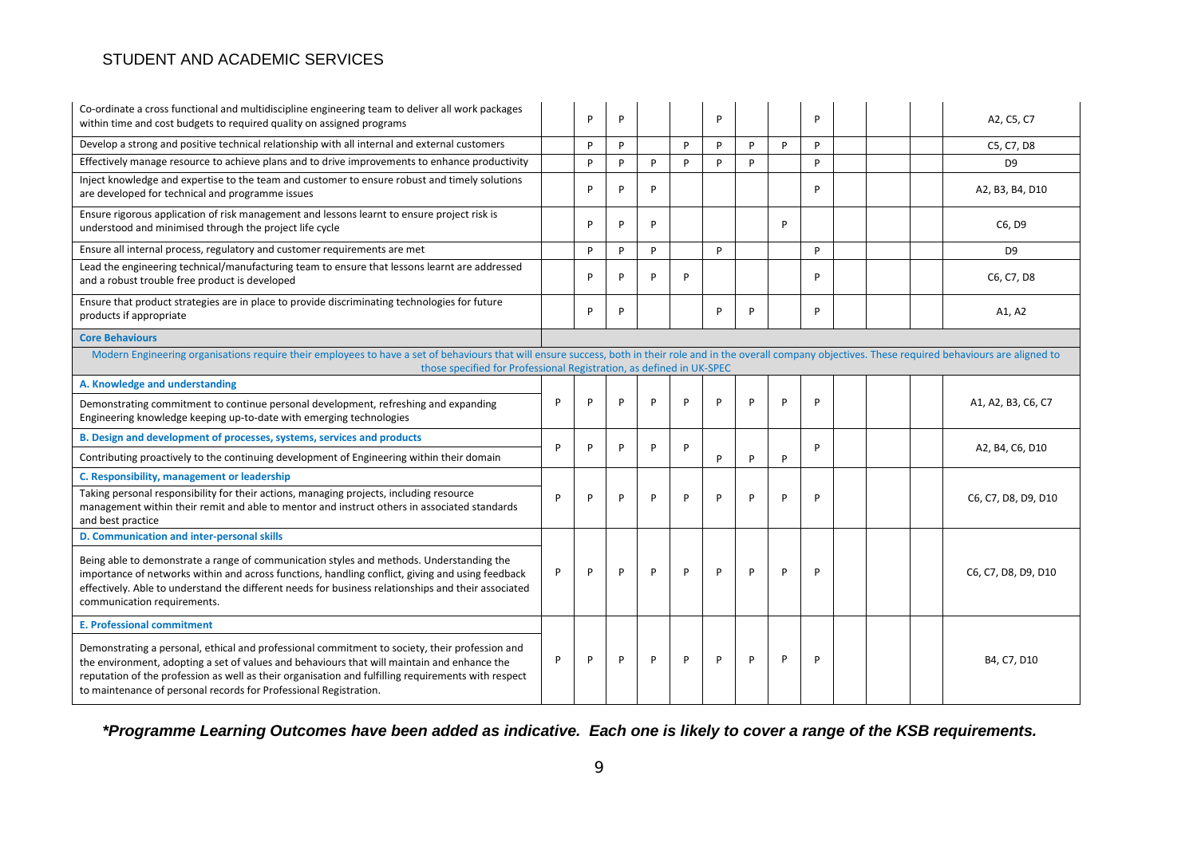| | | | | | | | | | | | | | |
|---|---|---|---|---|---|---|---|---|---|---|---|---|---|
| Co-ordinate a cross functional and multidiscipline engineering team to deliver all work packages within time and cost budgets to required quality on assigned programs | | P | P | | | P | | | P | | | | A2, C5, C7 |
| Develop a strong and positive technical relationship with all internal and external customers | | P | P | | P | P | P | P | P | | | | C5, C7, D8 |
| Effectively manage resource to achieve plans and to drive improvements to enhance productivity | | P | P | P | P | P | P | | P | | | | D9 |
| Inject knowledge and expertise to the team and customer to ensure robust and timely solutions are developed for technical and programme issues | | P | P | P | | | | | P | | | | A2, B3, B4, D10 |
| Ensure rigorous application of risk management and lessons learnt to ensure project risk is understood and minimised through the project life cycle | | P | P | P | | | | P | | | | | C6, D9 |
| Ensure all internal process, regulatory and customer requirements are met | | P | P | P | | P | | | P | | | | D9 |
| Lead the engineering technical/manufacturing team to ensure that lessons learnt are addressed and a robust trouble free product is developed | | P | P | P | P | | | | P | | | | C6, C7, D8 |
| Ensure that product strategies are in place to provide discriminating technologies for future products if appropriate | | P | P | | | P | P | | P | | | | A1, A2 |
| **Core Behaviours** | | | | | | | | | | | | | |
| Modern Engineering organisations require their employees to have a set of behaviours that will ensure success, both in their role and in the overall company objectives. These required behaviours are aligned to those specified for Professional Registration, as defined in UK-SPEC | | | | | | | | | | | | | |
| **A. Knowledge and understanding** | | | | | | | | | | | | | |
| Demonstrating commitment to continue personal development, refreshing and expanding Engineering knowledge keeping up-to-date with emerging technologies | P | P | P | P | P | P | P | P | P | | | | A1, A2, B3, C6, C7 |
| **B. Design and development of processes, systems, services and products** | | | | | | | | | | | | | |
| Contributing proactively to the continuing development of Engineering within their domain | P | P | P | P | P | P | P | P | P | | | | A2, B4, C6, D10 |
| **C. Responsibility, management or leadership** | | | | | | | | | | | | | |
| Taking personal responsibility for their actions, managing projects, including resource management within their remit and able to mentor and instruct others in associated standards and best practice | P | P | P | P | P | P | P | P | P | | | | C6, C7, D8, D9, D10 |
| **D. Communication and inter-personal skills** | | | | | | | | | | | | | |
| Being able to demonstrate a range of communication styles and methods. Understanding the importance of networks within and across functions, handling conflict, giving and using feedback effectively. Able to understand the different needs for business relationships and their associated communication requirements. | P | P | P | P | P | P | P | P | P | | | | C6, C7, D8, D9, D10 |
| **E. Professional commitment** | | | | | | | | | | | | | |
| Demonstrating a personal, ethical and professional commitment to society, their profession and the environment, adopting a set of values and behaviours that will maintain and enhance the reputation of the profession as well as their organisation and fulfilling requirements with respect to maintenance of personal records for Professional Registration. | P | P | P | P | P | P | P | P | P | | | | B4, C7, D10 |

***Programme Learning Outcomes have been added as indicative. Each one is likely to cover a range of the KSB requirements.***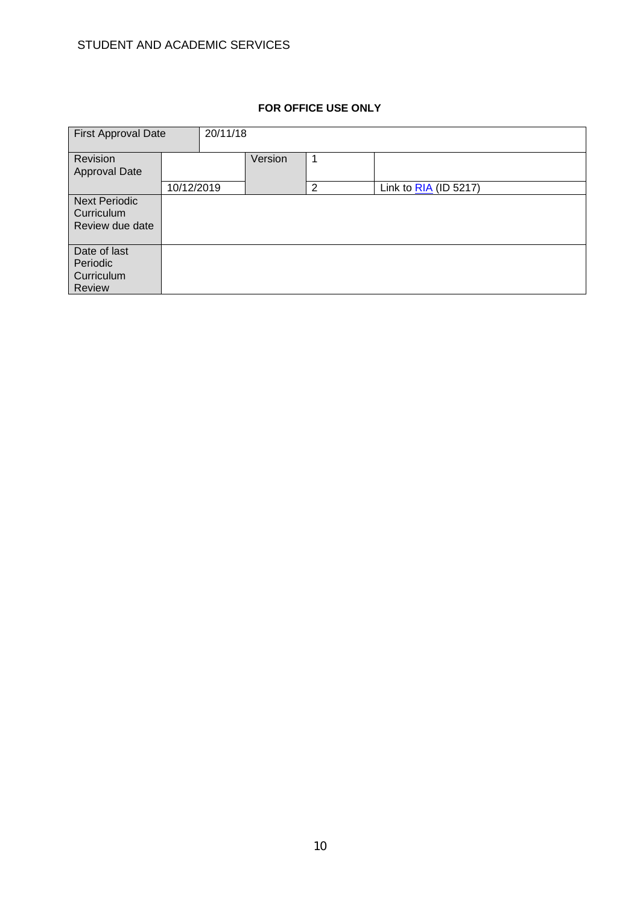STUDENT AND ACADEMIC SERVICES

**FOR OFFICE USE ONLY**

| | | | | |
|---|---|---|---|---|
| First Approval Date | 20/11/18 | | | |
| Revision Approval Date | | Version | 1 | |
| | 10/12/2019 | | 2 | Link to RIA (ID 5217) |
| Next Periodic Curriculum Review due date | | | | |
| Date of last Periodic Curriculum Review | | | | |